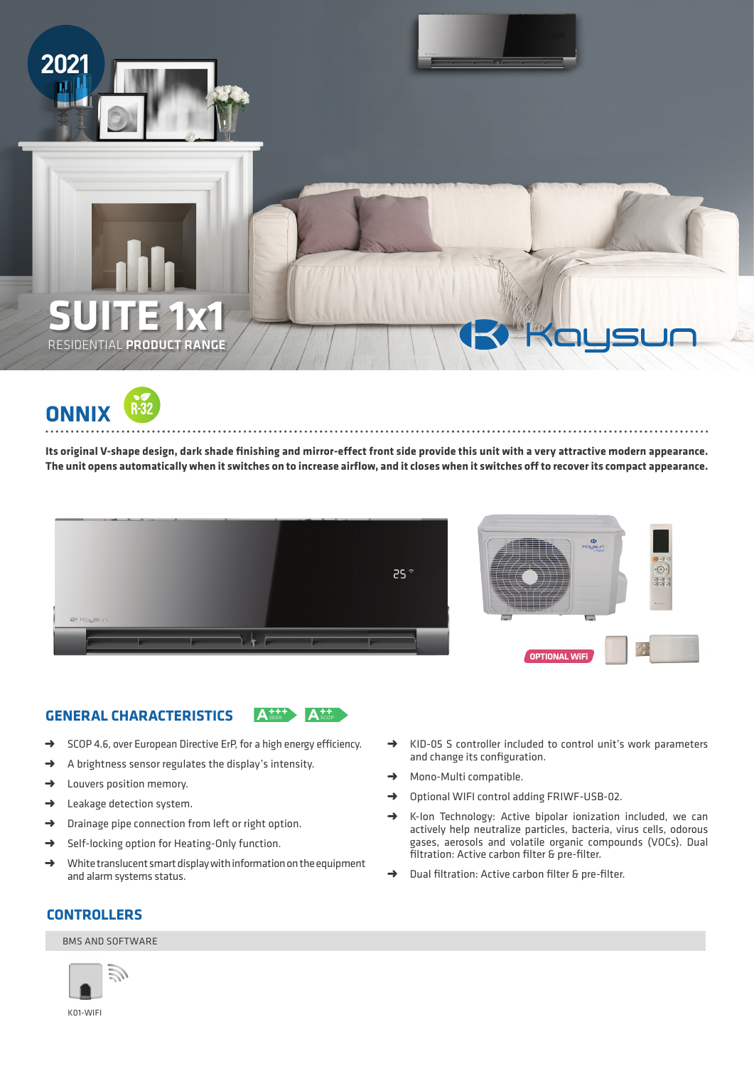2021

# SUITE 1x1

RESIDENTIAL **PRODUCT RANGE**

Kaysun

## ONNIX

R-32

**Its original V-shape design, dark shade finishing and mirror-effect front side provide this unit with a very attractive modern appearance. The unit opens automatically when it switches on to increase airflow, and it closes when it switches off to recover its compact appearance.**

OPTIONAL WiFi

## GENERAL CHARACTERISTICS

A+++ SEER A++ SCOP

- SCOP 4.6, over European Directive ErP, for a high energy efficiency.
- A brightness sensor regulates the display's intensity.
- Louvers position memory.
- Leakage detection system.
- Drainage pipe connection from left or right option.
- Self-locking option for Heating-Only function.
- White translucent smart display with information on the equipment and alarm systems status.
- KID-05 S controller included to control unit's work parameters and change its configuration.
- Mono-Multi compatible.
- Optional WIFI control adding FRIWF-USB-02.
- K-Ion Technology: Active bipolar ionization included, we can actively help neutralize particles, bacteria, virus cells, odorous gases, aerosols and volatile organic compounds (VOCs). Dual filtration: Active carbon filter & pre-filter.
- Dual filtration: Active carbon filter & pre-filter.

## CONTROLLERS

BMS AND SOFTWARE

K01-WIFI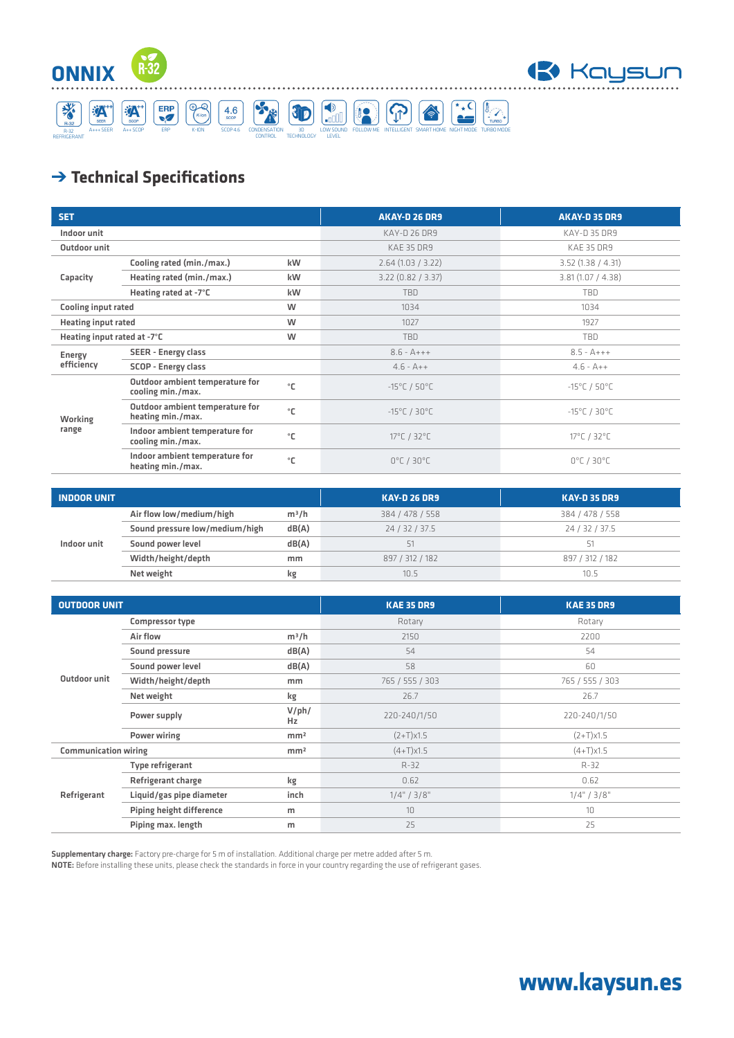ONNIX R-32

Kaysun

R-32 REFRIGERANT · A+++ SEER · A++ SCOP · ERP · K-ION · SCOP 4.6 · CONDENSATION CONTROL · 3D TECHNOLOGY · LOW SOUND LEVEL · FOLLOW ME · INTELLIGENT · SMART HOME · NIGHT MODE · TURBO MODE

## → Technical Specifications

| SET | | | AKAY-D 26 DR9 | AKAY-D 35 DR9 |
|---|---|---|---|---|
| Indoor unit | | | KAY-D 26 DR9 | KAY-D 35 DR9 |
| Outdoor unit | | | KAE 35 DR9 | KAE 35 DR9 |
| Capacity | Cooling rated (min./max.) | kW | 2.64 (1.03 / 3.22) | 3.52 (1.38 / 4.31) |
| | Heating rated (min./max.) | kW | 3.22 (0.82 / 3.37) | 3.81 (1.07 / 4.38) |
| | Heating rated at -7°C | kW | TBD | TBD |
| Cooling input rated | | W | 1034 | 1034 |
| Heating input rated | | W | 1027 | 1927 |
| Heating input rated at -7°C | | W | TBD | TBD |
| Energy efficiency | SEER - Energy class | | 8.6 - A+++ | 8.5 - A+++ |
| | SCOP - Energy class | | 4.6 - A++ | 4.6 - A++ |
| Working range | Outdoor ambient temperature for cooling min./max. | °C | -15°C / 50°C | -15°C / 50°C |
| | Outdoor ambient temperature for heating min./max. | °C | -15°C / 30°C | -15°C / 30°C |
| | Indoor ambient temperature for cooling min./max. | °C | 17°C / 32°C | 17°C / 32°C |
| | Indoor ambient temperature for heating min./max. | °C | 0°C / 30°C | 0°C / 30°C |

| INDOOR UNIT | | | KAY-D 26 DR9 | KAY-D 35 DR9 |
|---|---|---|---|---|
| Indoor unit | Air flow low/medium/high | m³/h | 384 / 478 / 558 | 384 / 478 / 558 |
| | Sound pressure low/medium/high | dB(A) | 24 / 32 / 37.5 | 24 / 32 / 37.5 |
| | Sound power level | dB(A) | 51 | 51 |
| | Width/height/depth | mm | 897 / 312 / 182 | 897 / 312 / 182 |
| | Net weight | kg | 10.5 | 10.5 |

| OUTDOOR UNIT | | | KAE 35 DR9 | KAE 35 DR9 |
|---|---|---|---|---|
| Outdoor unit | Compressor type | | Rotary | Rotary |
| | Air flow | m³/h | 2150 | 2200 |
| | Sound pressure | dB(A) | 54 | 54 |
| | Sound power level | dB(A) | 58 | 60 |
| | Width/height/depth | mm | 765 / 555 / 303 | 765 / 555 / 303 |
| | Net weight | kg | 26.7 | 26.7 |
| | Power supply | V/ph/Hz | 220-240/1/50 | 220-240/1/50 |
| | Power wiring | mm² | (2+T)x1.5 | (2+T)x1.5 |
| Communication wiring | | mm² | (4+T)x1.5 | (4+T)x1.5 |
| Refrigerant | Type refrigerant | | R-32 | R-32 |
| | Refrigerant charge | kg | 0.62 | 0.62 |
| | Liquid/gas pipe diameter | inch | 1/4" / 3/8" | 1/4" / 3/8" |
| | Piping height difference | m | 10 | 10 |
| | Piping max. length | m | 25 | 25 |

**Supplementary charge:** Factory pre-charge for 5 m of installation. Additional charge per metre added after 5 m.
**NOTE:** Before installing these units, please check the standards in force in your country regarding the use of refrigerant gases.

**www.kaysun.es**